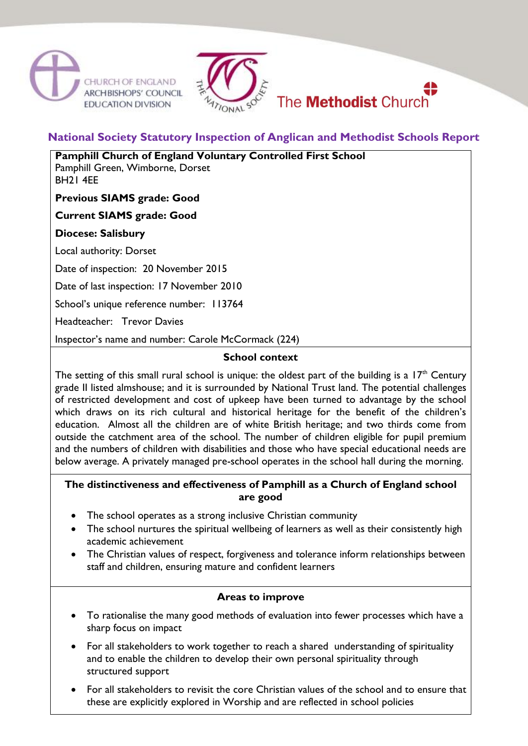CHURCH OF ENGLAND ARCHBISHOPS' COUNCIL EDUCATION DIVISION

THE NATIONAL SOCIETY

The **Methodist** Church

## National Society Statutory Inspection of Anglican and Methodist Schools Report

**Pamphill Church of England Voluntary Controlled First School**
Pamphill Green, Wimborne, Dorset
BH21 4EE

**Previous SIAMS grade: Good**

**Current SIAMS grade: Good**

**Diocese: Salisbury**

Local authority: Dorset

Date of inspection: 20 November 2015

Date of last inspection: 17 November 2010

School's unique reference number: 113764

Headteacher: Trevor Davies

Inspector's name and number: Carole McCormack (224)

### School context

The setting of this small rural school is unique: the oldest part of the building is a 17th Century grade II listed almshouse; and it is surrounded by National Trust land. The potential challenges of restricted development and cost of upkeep have been turned to advantage by the school which draws on its rich cultural and historical heritage for the benefit of the children's education. Almost all the children are of white British heritage; and two thirds come from outside the catchment area of the school. The number of children eligible for pupil premium and the numbers of children with disabilities and those who have special educational needs are below average. A privately managed pre-school operates in the school hall during the morning.

### The distinctiveness and effectiveness of Pamphill as a Church of England school are good

- The school operates as a strong inclusive Christian community
- The school nurtures the spiritual wellbeing of learners as well as their consistently high academic achievement
- The Christian values of respect, forgiveness and tolerance inform relationships between staff and children, ensuring mature and confident learners

### Areas to improve

- To rationalise the many good methods of evaluation into fewer processes which have a sharp focus on impact
- For all stakeholders to work together to reach a shared understanding of spirituality and to enable the children to develop their own personal spirituality through structured support
- For all stakeholders to revisit the core Christian values of the school and to ensure that these are explicitly explored in Worship and are reflected in school policies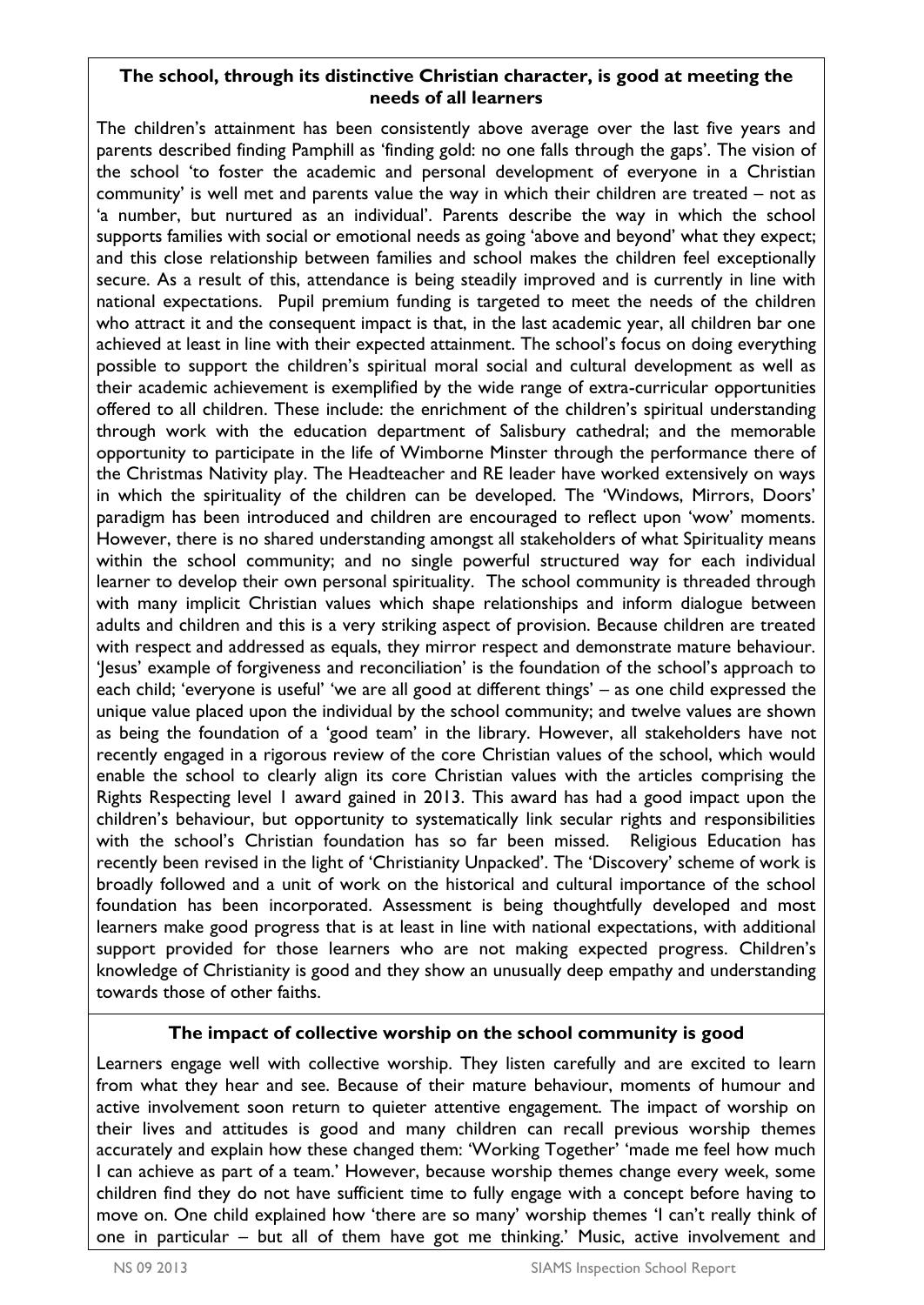### The school, through its distinctive Christian character, is good at meeting the needs of all learners

The children's attainment has been consistently above average over the last five years and parents described finding Pamphill as 'finding gold: no one falls through the gaps'. The vision of the school 'to foster the academic and personal development of everyone in a Christian community' is well met and parents value the way in which their children are treated – not as 'a number, but nurtured as an individual'. Parents describe the way in which the school supports families with social or emotional needs as going 'above and beyond' what they expect; and this close relationship between families and school makes the children feel exceptionally secure. As a result of this, attendance is being steadily improved and is currently in line with national expectations. Pupil premium funding is targeted to meet the needs of the children who attract it and the consequent impact is that, in the last academic year, all children bar one achieved at least in line with their expected attainment. The school's focus on doing everything possible to support the children's spiritual moral social and cultural development as well as their academic achievement is exemplified by the wide range of extra-curricular opportunities offered to all children. These include: the enrichment of the children's spiritual understanding through work with the education department of Salisbury cathedral; and the memorable opportunity to participate in the life of Wimborne Minster through the performance there of the Christmas Nativity play. The Headteacher and RE leader have worked extensively on ways in which the spirituality of the children can be developed. The 'Windows, Mirrors, Doors' paradigm has been introduced and children are encouraged to reflect upon 'wow' moments. However, there is no shared understanding amongst all stakeholders of what Spirituality means within the school community; and no single powerful structured way for each individual learner to develop their own personal spirituality. The school community is threaded through with many implicit Christian values which shape relationships and inform dialogue between adults and children and this is a very striking aspect of provision. Because children are treated with respect and addressed as equals, they mirror respect and demonstrate mature behaviour. 'Jesus' example of forgiveness and reconciliation' is the foundation of the school's approach to each child; 'everyone is useful' 'we are all good at different things' – as one child expressed the unique value placed upon the individual by the school community; and twelve values are shown as being the foundation of a 'good team' in the library. However, all stakeholders have not recently engaged in a rigorous review of the core Christian values of the school, which would enable the school to clearly align its core Christian values with the articles comprising the Rights Respecting level 1 award gained in 2013. This award has had a good impact upon the children's behaviour, but opportunity to systematically link secular rights and responsibilities with the school's Christian foundation has so far been missed. Religious Education has recently been revised in the light of 'Christianity Unpacked'. The 'Discovery' scheme of work is broadly followed and a unit of work on the historical and cultural importance of the school foundation has been incorporated. Assessment is being thoughtfully developed and most learners make good progress that is at least in line with national expectations, with additional support provided for those learners who are not making expected progress. Children's knowledge of Christianity is good and they show an unusually deep empathy and understanding towards those of other faiths.

### The impact of collective worship on the school community is good

Learners engage well with collective worship. They listen carefully and are excited to learn from what they hear and see. Because of their mature behaviour, moments of humour and active involvement soon return to quieter attentive engagement. The impact of worship on their lives and attitudes is good and many children can recall previous worship themes accurately and explain how these changed them: 'Working Together' 'made me feel how much I can achieve as part of a team.' However, because worship themes change every week, some children find they do not have sufficient time to fully engage with a concept before having to move on. One child explained how 'there are so many' worship themes 'I can't really think of one in particular – but all of them have got me thinking.' Music, active involvement and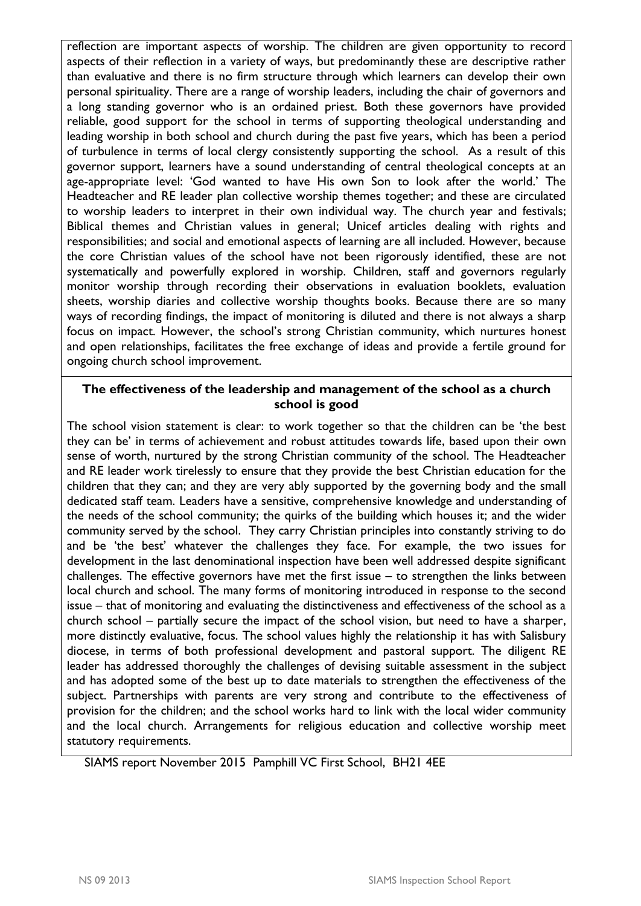reflection are important aspects of worship. The children are given opportunity to record aspects of their reflection in a variety of ways, but predominantly these are descriptive rather than evaluative and there is no firm structure through which learners can develop their own personal spirituality. There are a range of worship leaders, including the chair of governors and a long standing governor who is an ordained priest. Both these governors have provided reliable, good support for the school in terms of supporting theological understanding and leading worship in both school and church during the past five years, which has been a period of turbulence in terms of local clergy consistently supporting the school. As a result of this governor support, learners have a sound understanding of central theological concepts at an age-appropriate level: 'God wanted to have His own Son to look after the world.' The Headteacher and RE leader plan collective worship themes together; and these are circulated to worship leaders to interpret in their own individual way. The church year and festivals; Biblical themes and Christian values in general; Unicef articles dealing with rights and responsibilities; and social and emotional aspects of learning are all included. However, because the core Christian values of the school have not been rigorously identified, these are not systematically and powerfully explored in worship. Children, staff and governors regularly monitor worship through recording their observations in evaluation booklets, evaluation sheets, worship diaries and collective worship thoughts books. Because there are so many ways of recording findings, the impact of monitoring is diluted and there is not always a sharp focus on impact. However, the school's strong Christian community, which nurtures honest and open relationships, facilitates the free exchange of ideas and provide a fertile ground for ongoing church school improvement.

## The effectiveness of the leadership and management of the school as a church school is good

The school vision statement is clear: to work together so that the children can be 'the best they can be' in terms of achievement and robust attitudes towards life, based upon their own sense of worth, nurtured by the strong Christian community of the school. The Headteacher and RE leader work tirelessly to ensure that they provide the best Christian education for the children that they can; and they are very ably supported by the governing body and the small dedicated staff team. Leaders have a sensitive, comprehensive knowledge and understanding of the needs of the school community; the quirks of the building which houses it; and the wider community served by the school. They carry Christian principles into constantly striving to do and be 'the best' whatever the challenges they face. For example, the two issues for development in the last denominational inspection have been well addressed despite significant challenges. The effective governors have met the first issue – to strengthen the links between local church and school. The many forms of monitoring introduced in response to the second issue – that of monitoring and evaluating the distinctiveness and effectiveness of the school as a church school – partially secure the impact of the school vision, but need to have a sharper, more distinctly evaluative, focus. The school values highly the relationship it has with Salisbury diocese, in terms of both professional development and pastoral support. The diligent RE leader has addressed thoroughly the challenges of devising suitable assessment in the subject and has adopted some of the best up to date materials to strengthen the effectiveness of the subject. Partnerships with parents are very strong and contribute to the effectiveness of provision for the children; and the school works hard to link with the local wider community and the local church. Arrangements for religious education and collective worship meet statutory requirements.

SIAMS report November 2015 Pamphill VC First School, BH21 4EE